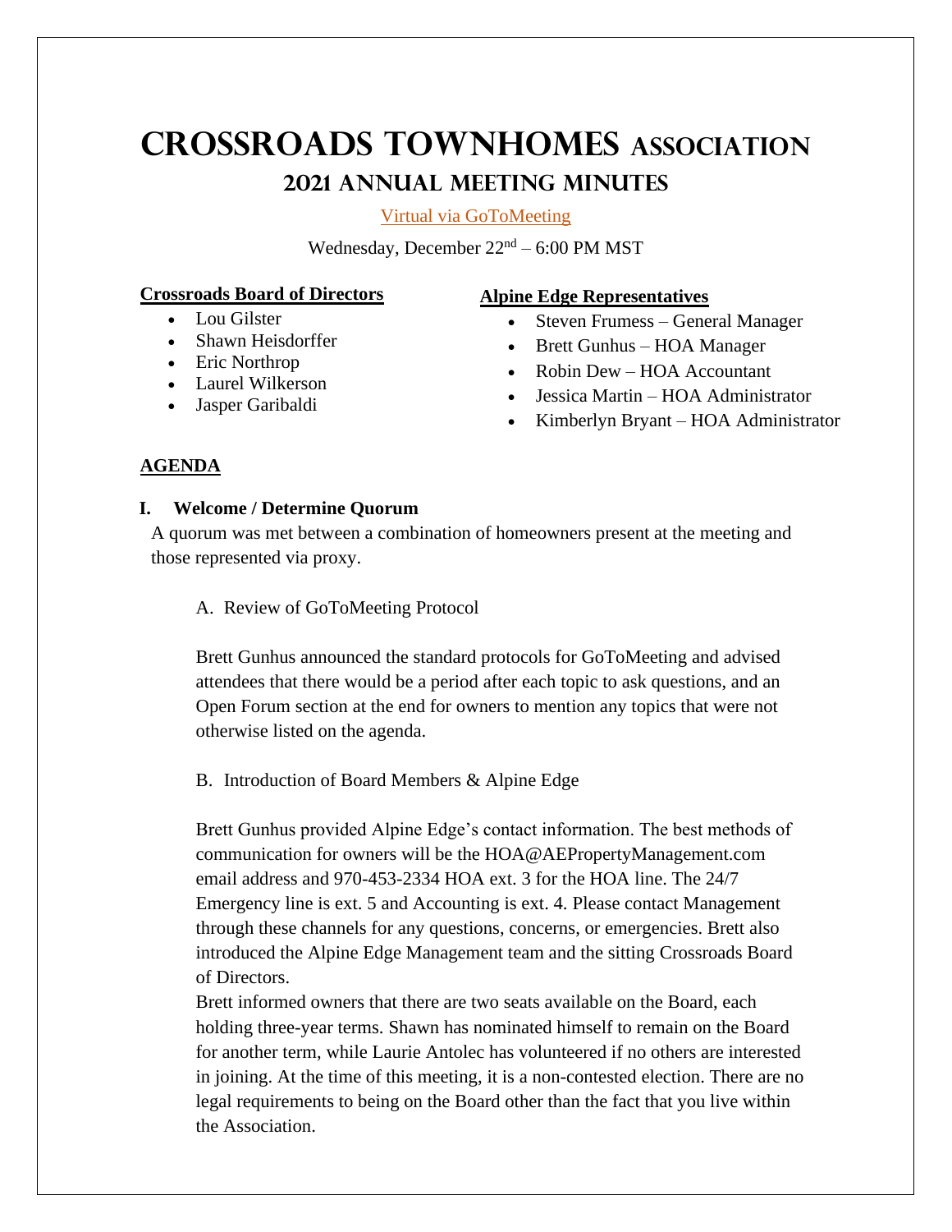# Crossroads Townhomes Association

## 2021 Annual Meeting Minutes

Virtual via GoToMeeting

Wednesday, December 22nd – 6:00 PM MST

**Crossroads Board of Directors**

- Lou Gilster
- Shawn Heisdorffer
- Eric Northrop
- Laurel Wilkerson
- Jasper Garibaldi

**Alpine Edge Representatives**

- Steven Frumess – General Manager
- Brett Gunhus – HOA Manager
- Robin Dew – HOA Accountant
- Jessica Martin – HOA Administrator
- Kimberlyn Bryant – HOA Administrator

**AGENDA**

### I. Welcome / Determine Quorum

A quorum was met between a combination of homeowners present at the meeting and those represented via proxy.

A. Review of GoToMeeting Protocol

Brett Gunhus announced the standard protocols for GoToMeeting and advised attendees that there would be a period after each topic to ask questions, and an Open Forum section at the end for owners to mention any topics that were not otherwise listed on the agenda.

B. Introduction of Board Members & Alpine Edge

Brett Gunhus provided Alpine Edge's contact information. The best methods of communication for owners will be the HOA@AEPropertyManagement.com email address and 970-453-2334 HOA ext. 3 for the HOA line. The 24/7 Emergency line is ext. 5 and Accounting is ext. 4. Please contact Management through these channels for any questions, concerns, or emergencies. Brett also introduced the Alpine Edge Management team and the sitting Crossroads Board of Directors.

Brett informed owners that there are two seats available on the Board, each holding three-year terms. Shawn has nominated himself to remain on the Board for another term, while Laurie Antolec has volunteered if no others are interested in joining. At the time of this meeting, it is a non-contested election. There are no legal requirements to being on the Board other than the fact that you live within the Association.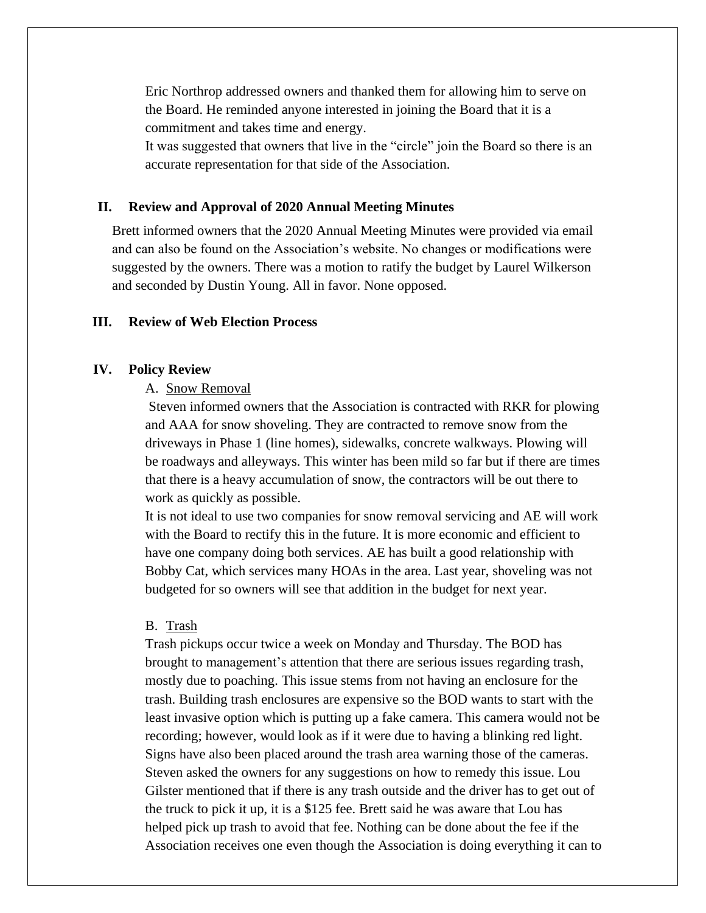Eric Northrop addressed owners and thanked them for allowing him to serve on the Board. He reminded anyone interested in joining the Board that it is a commitment and takes time and energy.

It was suggested that owners that live in the "circle" join the Board so there is an accurate representation for that side of the Association.

## II. Review and Approval of 2020 Annual Meeting Minutes

Brett informed owners that the 2020 Annual Meeting Minutes were provided via email and can also be found on the Association's website. No changes or modifications were suggested by the owners. There was a motion to ratify the budget by Laurel Wilkerson and seconded by Dustin Young. All in favor. None opposed.

## III. Review of Web Election Process

## IV. Policy Review

### A. Snow Removal

Steven informed owners that the Association is contracted with RKR for plowing and AAA for snow shoveling. They are contracted to remove snow from the driveways in Phase 1 (line homes), sidewalks, concrete walkways. Plowing will be roadways and alleyways. This winter has been mild so far but if there are times that there is a heavy accumulation of snow, the contractors will be out there to work as quickly as possible.

It is not ideal to use two companies for snow removal servicing and AE will work with the Board to rectify this in the future. It is more economic and efficient to have one company doing both services. AE has built a good relationship with Bobby Cat, which services many HOAs in the area. Last year, shoveling was not budgeted for so owners will see that addition in the budget for next year.

### B. Trash

Trash pickups occur twice a week on Monday and Thursday. The BOD has brought to management's attention that there are serious issues regarding trash, mostly due to poaching. This issue stems from not having an enclosure for the trash. Building trash enclosures are expensive so the BOD wants to start with the least invasive option which is putting up a fake camera. This camera would not be recording; however, would look as if it were due to having a blinking red light. Signs have also been placed around the trash area warning those of the cameras. Steven asked the owners for any suggestions on how to remedy this issue. Lou Gilster mentioned that if there is any trash outside and the driver has to get out of the truck to pick it up, it is a $125 fee. Brett said he was aware that Lou has helped pick up trash to avoid that fee. Nothing can be done about the fee if the Association receives one even though the Association is doing everything it can to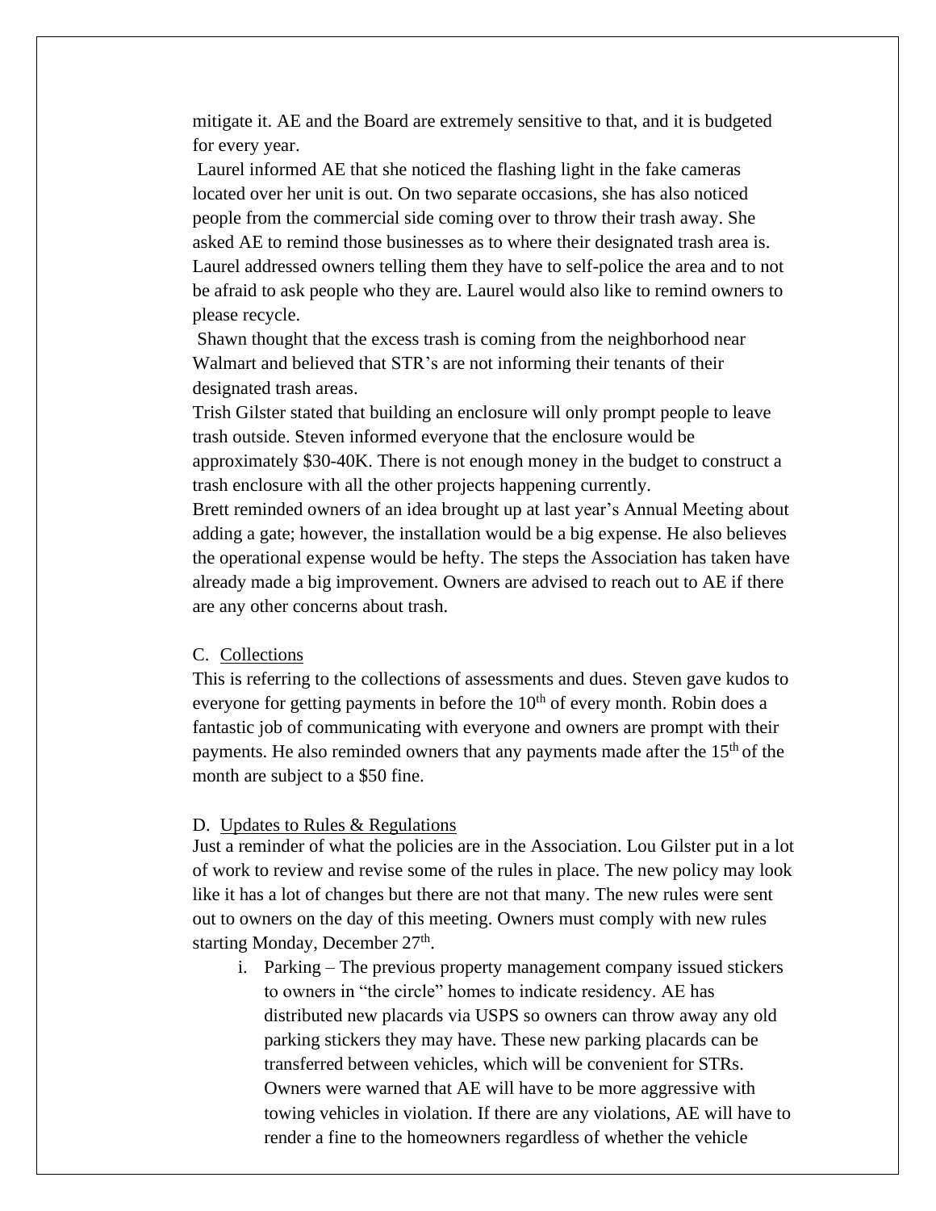mitigate it. AE and the Board are extremely sensitive to that, and it is budgeted for every year.

Laurel informed AE that she noticed the flashing light in the fake cameras located over her unit is out. On two separate occasions, she has also noticed people from the commercial side coming over to throw their trash away. She asked AE to remind those businesses as to where their designated trash area is. Laurel addressed owners telling them they have to self-police the area and to not be afraid to ask people who they are. Laurel would also like to remind owners to please recycle.

Shawn thought that the excess trash is coming from the neighborhood near Walmart and believed that STR's are not informing their tenants of their designated trash areas.

Trish Gilster stated that building an enclosure will only prompt people to leave trash outside. Steven informed everyone that the enclosure would be approximately $30-40K. There is not enough money in the budget to construct a trash enclosure with all the other projects happening currently.

Brett reminded owners of an idea brought up at last year's Annual Meeting about adding a gate; however, the installation would be a big expense. He also believes the operational expense would be hefty. The steps the Association has taken have already made a big improvement. Owners are advised to reach out to AE if there are any other concerns about trash.

C. Collections

This is referring to the collections of assessments and dues. Steven gave kudos to everyone for getting payments in before the 10th of every month. Robin does a fantastic job of communicating with everyone and owners are prompt with their payments. He also reminded owners that any payments made after the 15th of the month are subject to a $50 fine.

D. Updates to Rules & Regulations

Just a reminder of what the policies are in the Association. Lou Gilster put in a lot of work to review and revise some of the rules in place. The new policy may look like it has a lot of changes but there are not that many. The new rules were sent out to owners on the day of this meeting. Owners must comply with new rules starting Monday, December 27th.

i. Parking – The previous property management company issued stickers to owners in "the circle" homes to indicate residency. AE has distributed new placards via USPS so owners can throw away any old parking stickers they may have. These new parking placards can be transferred between vehicles, which will be convenient for STRs. Owners were warned that AE will have to be more aggressive with towing vehicles in violation. If there are any violations, AE will have to render a fine to the homeowners regardless of whether the vehicle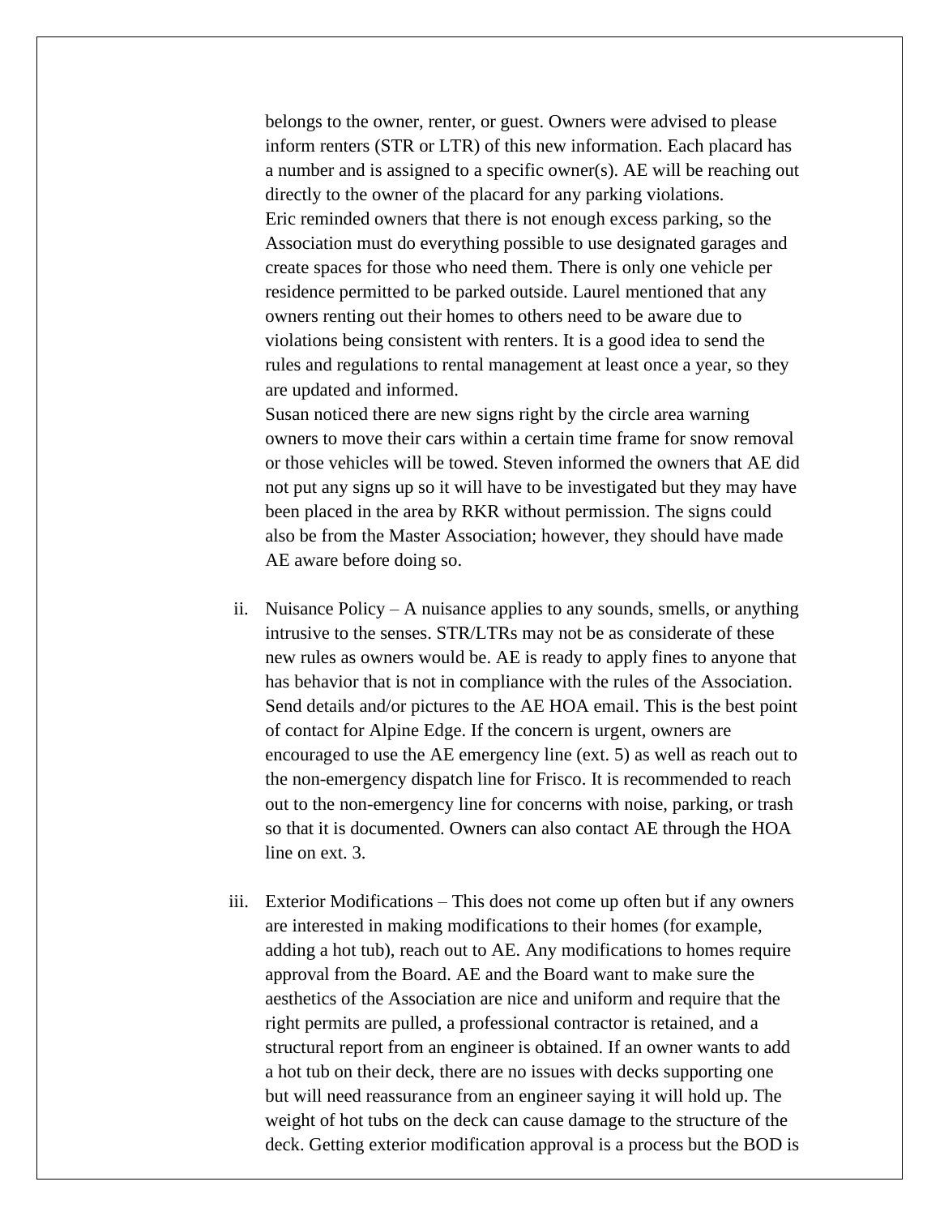belongs to the owner, renter, or guest. Owners were advised to please inform renters (STR or LTR) of this new information. Each placard has a number and is assigned to a specific owner(s). AE will be reaching out directly to the owner of the placard for any parking violations.

Eric reminded owners that there is not enough excess parking, so the Association must do everything possible to use designated garages and create spaces for those who need them. There is only one vehicle per residence permitted to be parked outside. Laurel mentioned that any owners renting out their homes to others need to be aware due to violations being consistent with renters. It is a good idea to send the rules and regulations to rental management at least once a year, so they are updated and informed.

Susan noticed there are new signs right by the circle area warning owners to move their cars within a certain time frame for snow removal or those vehicles will be towed. Steven informed the owners that AE did not put any signs up so it will have to be investigated but they may have been placed in the area by RKR without permission. The signs could also be from the Master Association; however, they should have made AE aware before doing so.

ii. Nuisance Policy – A nuisance applies to any sounds, smells, or anything intrusive to the senses. STR/LTRs may not be as considerate of these new rules as owners would be. AE is ready to apply fines to anyone that has behavior that is not in compliance with the rules of the Association. Send details and/or pictures to the AE HOA email. This is the best point of contact for Alpine Edge. If the concern is urgent, owners are encouraged to use the AE emergency line (ext. 5) as well as reach out to the non-emergency dispatch line for Frisco. It is recommended to reach out to the non-emergency line for concerns with noise, parking, or trash so that it is documented. Owners can also contact AE through the HOA line on ext. 3.

iii. Exterior Modifications – This does not come up often but if any owners are interested in making modifications to their homes (for example, adding a hot tub), reach out to AE. Any modifications to homes require approval from the Board. AE and the Board want to make sure the aesthetics of the Association are nice and uniform and require that the right permits are pulled, a professional contractor is retained, and a structural report from an engineer is obtained. If an owner wants to add a hot tub on their deck, there are no issues with decks supporting one but will need reassurance from an engineer saying it will hold up. The weight of hot tubs on the deck can cause damage to the structure of the deck. Getting exterior modification approval is a process but the BOD is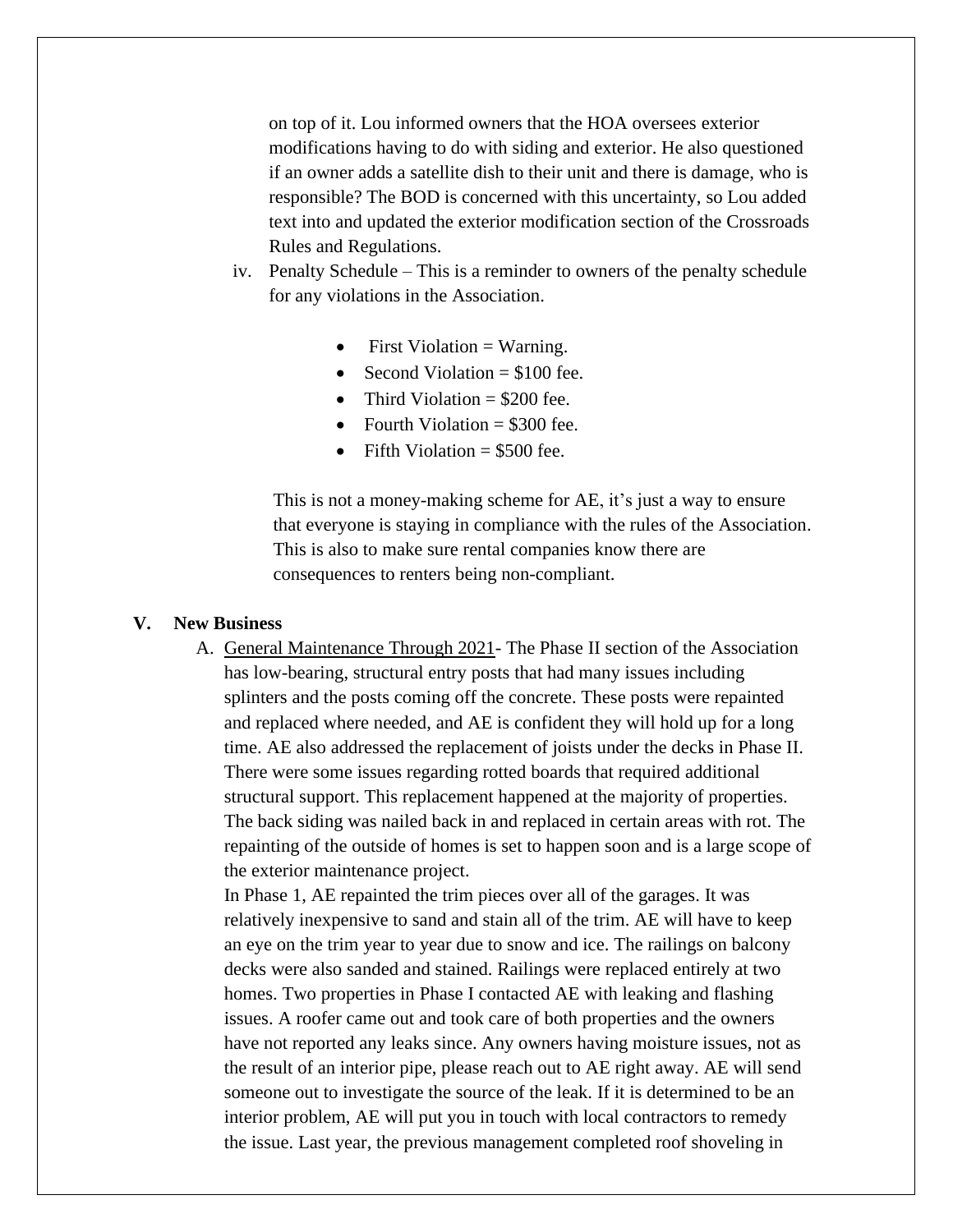on top of it. Lou informed owners that the HOA oversees exterior modifications having to do with siding and exterior. He also questioned if an owner adds a satellite dish to their unit and there is damage, who is responsible? The BOD is concerned with this uncertainty, so Lou added text into and updated the exterior modification section of the Crossroads Rules and Regulations.

iv. Penalty Schedule – This is a reminder to owners of the penalty schedule for any violations in the Association.

- First Violation = Warning.
- Second Violation = $100 fee.
- Third Violation = $200 fee.
- Fourth Violation = $300 fee.
- Fifth Violation = $500 fee.

This is not a money-making scheme for AE, it's just a way to ensure that everyone is staying in compliance with the rules of the Association. This is also to make sure rental companies know there are consequences to renters being non-compliant.

## V. New Business

A. General Maintenance Through 2021- The Phase II section of the Association has low-bearing, structural entry posts that had many issues including splinters and the posts coming off the concrete. These posts were repainted and replaced where needed, and AE is confident they will hold up for a long time. AE also addressed the replacement of joists under the decks in Phase II. There were some issues regarding rotted boards that required additional structural support. This replacement happened at the majority of properties. The back siding was nailed back in and replaced in certain areas with rot. The repainting of the outside of homes is set to happen soon and is a large scope of the exterior maintenance project.

In Phase 1, AE repainted the trim pieces over all of the garages. It was relatively inexpensive to sand and stain all of the trim. AE will have to keep an eye on the trim year to year due to snow and ice. The railings on balcony decks were also sanded and stained. Railings were replaced entirely at two homes. Two properties in Phase I contacted AE with leaking and flashing issues. A roofer came out and took care of both properties and the owners have not reported any leaks since. Any owners having moisture issues, not as the result of an interior pipe, please reach out to AE right away. AE will send someone out to investigate the source of the leak. If it is determined to be an interior problem, AE will put you in touch with local contractors to remedy the issue. Last year, the previous management completed roof shoveling in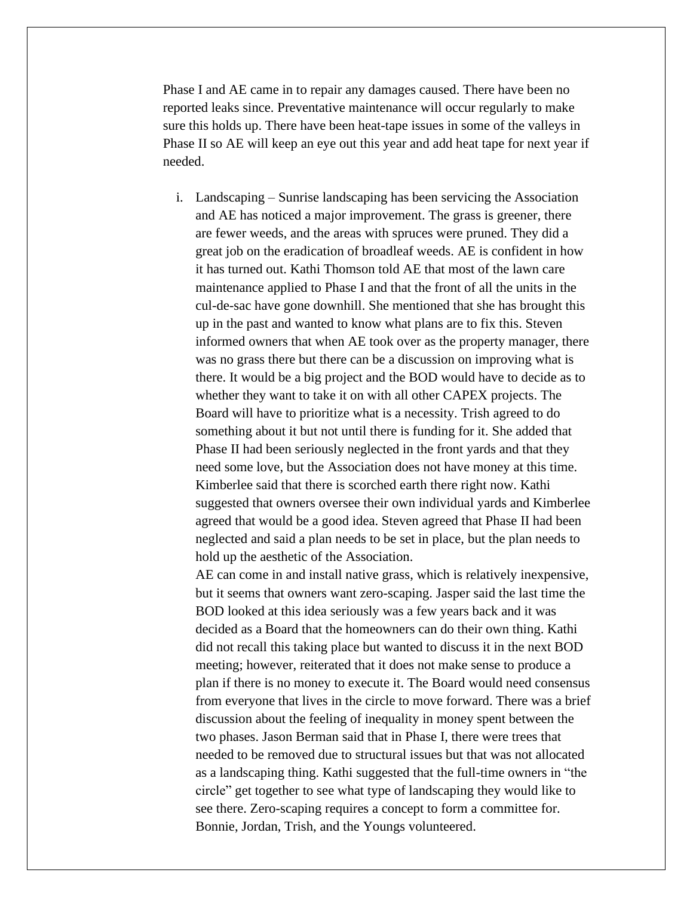Phase I and AE came in to repair any damages caused. There have been no reported leaks since. Preventative maintenance will occur regularly to make sure this holds up. There have been heat-tape issues in some of the valleys in Phase II so AE will keep an eye out this year and add heat tape for next year if needed.

i. Landscaping – Sunrise landscaping has been servicing the Association and AE has noticed a major improvement. The grass is greener, there are fewer weeds, and the areas with spruces were pruned. They did a great job on the eradication of broadleaf weeds. AE is confident in how it has turned out. Kathi Thomson told AE that most of the lawn care maintenance applied to Phase I and that the front of all the units in the cul-de-sac have gone downhill. She mentioned that she has brought this up in the past and wanted to know what plans are to fix this. Steven informed owners that when AE took over as the property manager, there was no grass there but there can be a discussion on improving what is there. It would be a big project and the BOD would have to decide as to whether they want to take it on with all other CAPEX projects. The Board will have to prioritize what is a necessity. Trish agreed to do something about it but not until there is funding for it. She added that Phase II had been seriously neglected in the front yards and that they need some love, but the Association does not have money at this time. Kimberlee said that there is scorched earth there right now. Kathi suggested that owners oversee their own individual yards and Kimberlee agreed that would be a good idea. Steven agreed that Phase II had been neglected and said a plan needs to be set in place, but the plan needs to hold up the aesthetic of the Association.

   AE can come in and install native grass, which is relatively inexpensive, but it seems that owners want zero-scaping. Jasper said the last time the BOD looked at this idea seriously was a few years back and it was decided as a Board that the homeowners can do their own thing. Kathi did not recall this taking place but wanted to discuss it in the next BOD meeting; however, reiterated that it does not make sense to produce a plan if there is no money to execute it. The Board would need consensus from everyone that lives in the circle to move forward. There was a brief discussion about the feeling of inequality in money spent between the two phases. Jason Berman said that in Phase I, there were trees that needed to be removed due to structural issues but that was not allocated as a landscaping thing. Kathi suggested that the full-time owners in "the circle" get together to see what type of landscaping they would like to see there. Zero-scaping requires a concept to form a committee for. Bonnie, Jordan, Trish, and the Youngs volunteered.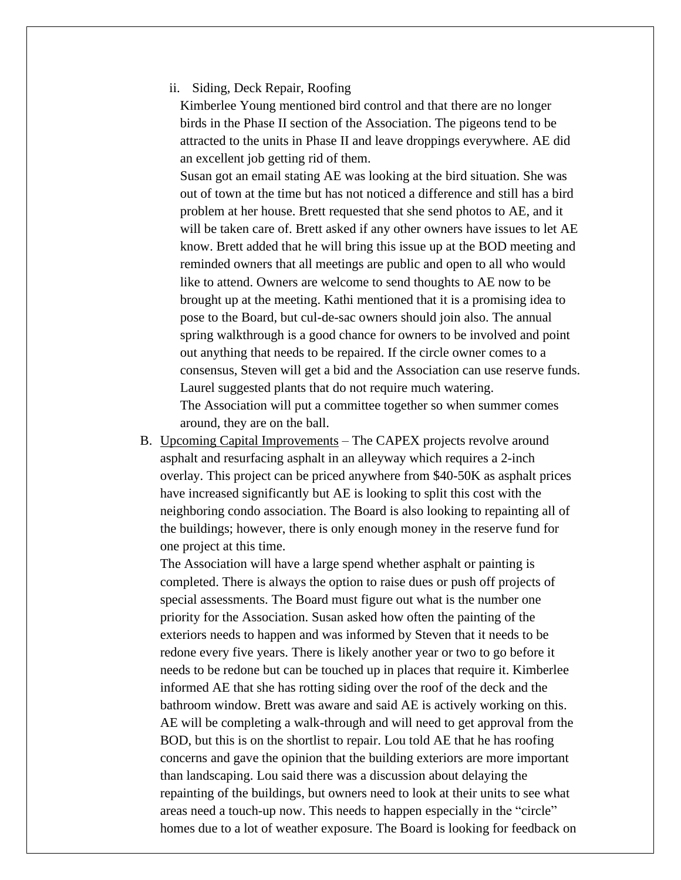ii. Siding, Deck Repair, Roofing

Kimberlee Young mentioned bird control and that there are no longer birds in the Phase II section of the Association. The pigeons tend to be attracted to the units in Phase II and leave droppings everywhere. AE did an excellent job getting rid of them.

Susan got an email stating AE was looking at the bird situation. She was out of town at the time but has not noticed a difference and still has a bird problem at her house. Brett requested that she send photos to AE, and it will be taken care of. Brett asked if any other owners have issues to let AE know. Brett added that he will bring this issue up at the BOD meeting and reminded owners that all meetings are public and open to all who would like to attend. Owners are welcome to send thoughts to AE now to be brought up at the meeting. Kathi mentioned that it is a promising idea to pose to the Board, but cul-de-sac owners should join also. The annual spring walkthrough is a good chance for owners to be involved and point out anything that needs to be repaired. If the circle owner comes to a consensus, Steven will get a bid and the Association can use reserve funds. Laurel suggested plants that do not require much watering.

The Association will put a committee together so when summer comes around, they are on the ball.

B. <u>Upcoming Capital Improvements</u> – The CAPEX projects revolve around asphalt and resurfacing asphalt in an alleyway which requires a 2-inch overlay. This project can be priced anywhere from $40-50K as asphalt prices have increased significantly but AE is looking to split this cost with the neighboring condo association. The Board is also looking to repainting all of the buildings; however, there is only enough money in the reserve fund for one project at this time.

The Association will have a large spend whether asphalt or painting is completed. There is always the option to raise dues or push off projects of special assessments. The Board must figure out what is the number one priority for the Association. Susan asked how often the painting of the exteriors needs to happen and was informed by Steven that it needs to be redone every five years. There is likely another year or two to go before it needs to be redone but can be touched up in places that require it. Kimberlee informed AE that she has rotting siding over the roof of the deck and the bathroom window. Brett was aware and said AE is actively working on this. AE will be completing a walk-through and will need to get approval from the BOD, but this is on the shortlist to repair. Lou told AE that he has roofing concerns and gave the opinion that the building exteriors are more important than landscaping. Lou said there was a discussion about delaying the repainting of the buildings, but owners need to look at their units to see what areas need a touch-up now. This needs to happen especially in the "circle" homes due to a lot of weather exposure. The Board is looking for feedback on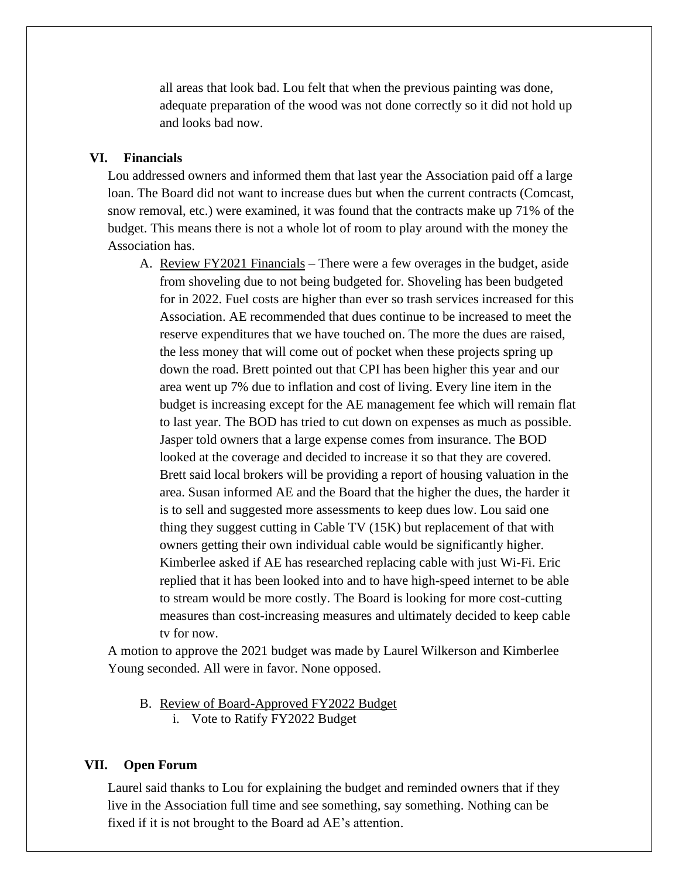all areas that look bad. Lou felt that when the previous painting was done, adequate preparation of the wood was not done correctly so it did not hold up and looks bad now.

## VI. Financials

Lou addressed owners and informed them that last year the Association paid off a large loan. The Board did not want to increase dues but when the current contracts (Comcast, snow removal, etc.) were examined, it was found that the contracts make up 71% of the budget. This means there is not a whole lot of room to play around with the money the Association has.

A. Review FY2021 Financials – There were a few overages in the budget, aside from shoveling due to not being budgeted for. Shoveling has been budgeted for in 2022. Fuel costs are higher than ever so trash services increased for this Association. AE recommended that dues continue to be increased to meet the reserve expenditures that we have touched on. The more the dues are raised, the less money that will come out of pocket when these projects spring up down the road. Brett pointed out that CPI has been higher this year and our area went up 7% due to inflation and cost of living. Every line item in the budget is increasing except for the AE management fee which will remain flat to last year. The BOD has tried to cut down on expenses as much as possible. Jasper told owners that a large expense comes from insurance. The BOD looked at the coverage and decided to increase it so that they are covered. Brett said local brokers will be providing a report of housing valuation in the area. Susan informed AE and the Board that the higher the dues, the harder it is to sell and suggested more assessments to keep dues low. Lou said one thing they suggest cutting in Cable TV (15K) but replacement of that with owners getting their own individual cable would be significantly higher. Kimberlee asked if AE has researched replacing cable with just Wi-Fi. Eric replied that it has been looked into and to have high-speed internet to be able to stream would be more costly. The Board is looking for more cost-cutting measures than cost-increasing measures and ultimately decided to keep cable tv for now.

A motion to approve the 2021 budget was made by Laurel Wilkerson and Kimberlee Young seconded. All were in favor. None opposed.

B. Review of Board-Approved FY2022 Budget
   i. Vote to Ratify FY2022 Budget

## VII. Open Forum

Laurel said thanks to Lou for explaining the budget and reminded owners that if they live in the Association full time and see something, say something. Nothing can be fixed if it is not brought to the Board ad AE's attention.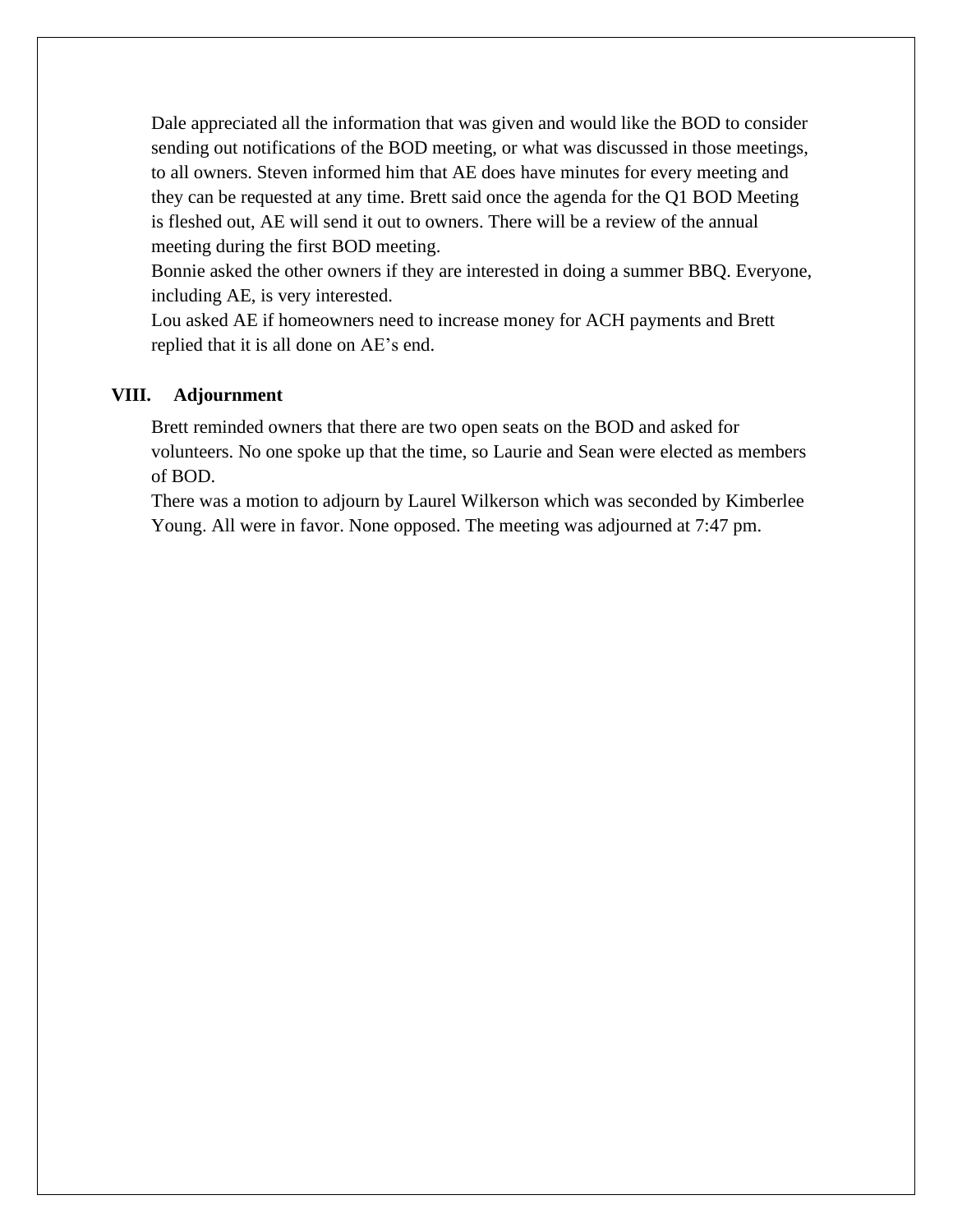Dale appreciated all the information that was given and would like the BOD to consider sending out notifications of the BOD meeting, or what was discussed in those meetings, to all owners. Steven informed him that AE does have minutes for every meeting and they can be requested at any time. Brett said once the agenda for the Q1 BOD Meeting is fleshed out, AE will send it out to owners. There will be a review of the annual meeting during the first BOD meeting.

Bonnie asked the other owners if they are interested in doing a summer BBQ. Everyone, including AE, is very interested.

Lou asked AE if homeowners need to increase money for ACH payments and Brett replied that it is all done on AE's end.

## VIII. Adjournment

Brett reminded owners that there are two open seats on the BOD and asked for volunteers. No one spoke up that the time, so Laurie and Sean were elected as members of BOD.

There was a motion to adjourn by Laurel Wilkerson which was seconded by Kimberlee Young. All were in favor. None opposed. The meeting was adjourned at 7:47 pm.